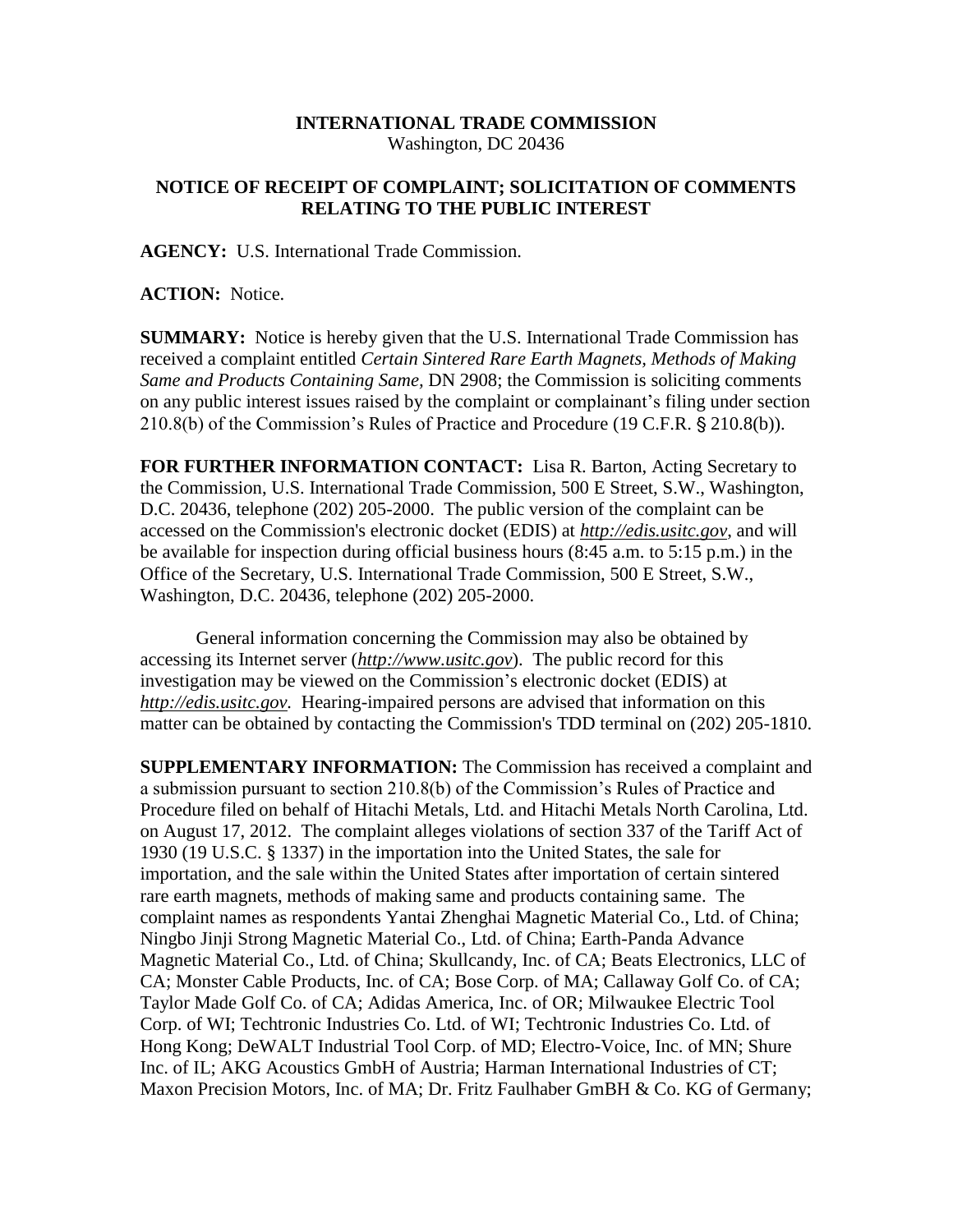**INTERNATIONAL TRADE COMMISSION**
Washington, DC 20436

**NOTICE OF RECEIPT OF COMPLAINT; SOLICITATION OF COMMENTS RELATING TO THE PUBLIC INTEREST**

**AGENCY:** U.S. International Trade Commission.

**ACTION:** Notice.

**SUMMARY:** Notice is hereby given that the U.S. International Trade Commission has received a complaint entitled *Certain Sintered Rare Earth Magnets, Methods of Making Same and Products Containing Same,* DN 2908; the Commission is soliciting comments on any public interest issues raised by the complaint or complainant's filing under section 210.8(b) of the Commission's Rules of Practice and Procedure (19 C.F.R. § 210.8(b)).

**FOR FURTHER INFORMATION CONTACT:** Lisa R. Barton, Acting Secretary to the Commission, U.S. International Trade Commission, 500 E Street, S.W., Washington, D.C. 20436, telephone (202) 205-2000. The public version of the complaint can be accessed on the Commission's electronic docket (EDIS) at ***http://edis.usitc.gov***, and will be available for inspection during official business hours (8:45 a.m. to 5:15 p.m.) in the Office of the Secretary, U.S. International Trade Commission, 500 E Street, S.W., Washington, D.C. 20436, telephone (202) 205-2000.

General information concerning the Commission may also be obtained by accessing its Internet server (***http://www.usitc.gov***). The public record for this investigation may be viewed on the Commission's electronic docket (EDIS) at *http://edis.usitc.gov.* Hearing-impaired persons are advised that information on this matter can be obtained by contacting the Commission's TDD terminal on (202) 205-1810.

**SUPPLEMENTARY INFORMATION:** The Commission has received a complaint and a submission pursuant to section 210.8(b) of the Commission's Rules of Practice and Procedure filed on behalf of Hitachi Metals, Ltd. and Hitachi Metals North Carolina, Ltd. on August 17, 2012. The complaint alleges violations of section 337 of the Tariff Act of 1930 (19 U.S.C. § 1337) in the importation into the United States, the sale for importation, and the sale within the United States after importation of certain sintered rare earth magnets, methods of making same and products containing same. The complaint names as respondents Yantai Zhenghai Magnetic Material Co., Ltd. of China; Ningbo Jinji Strong Magnetic Material Co., Ltd. of China; Earth-Panda Advance Magnetic Material Co., Ltd. of China; Skullcandy, Inc. of CA; Beats Electronics, LLC of CA; Monster Cable Products, Inc. of CA; Bose Corp. of MA; Callaway Golf Co. of CA; Taylor Made Golf Co. of CA; Adidas America, Inc. of OR; Milwaukee Electric Tool Corp. of WI; Techtronic Industries Co. Ltd. of WI; Techtronic Industries Co. Ltd. of Hong Kong; DeWALT Industrial Tool Corp. of MD; Electro-Voice, Inc. of MN; Shure Inc. of IL; AKG Acoustics GmbH of Austria; Harman International Industries of CT; Maxon Precision Motors, Inc. of MA; Dr. Fritz Faulhaber GmBH & Co. KG of Germany;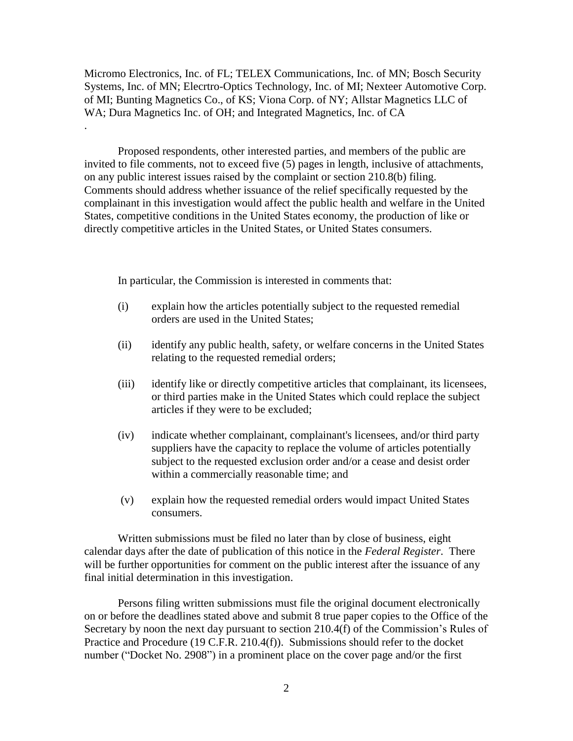Micromo Electronics, Inc. of FL; TELEX Communications, Inc. of MN; Bosch Security Systems, Inc. of MN; Elecrtro-Optics Technology, Inc. of MI; Nexteer Automotive Corp. of MI; Bunting Magnetics Co., of KS; Viona Corp. of NY; Allstar Magnetics LLC of WA; Dura Magnetics Inc. of OH; and Integrated Magnetics, Inc. of CA

.

Proposed respondents, other interested parties, and members of the public are invited to file comments, not to exceed five (5) pages in length, inclusive of attachments, on any public interest issues raised by the complaint or section 210.8(b) filing. Comments should address whether issuance of the relief specifically requested by the complainant in this investigation would affect the public health and welfare in the United States, competitive conditions in the United States economy, the production of like or directly competitive articles in the United States, or United States consumers.

In particular, the Commission is interested in comments that:

(i) explain how the articles potentially subject to the requested remedial orders are used in the United States;

(ii) identify any public health, safety, or welfare concerns in the United States relating to the requested remedial orders;

(iii) identify like or directly competitive articles that complainant, its licensees, or third parties make in the United States which could replace the subject articles if they were to be excluded;

(iv) indicate whether complainant, complainant's licensees, and/or third party suppliers have the capacity to replace the volume of articles potentially subject to the requested exclusion order and/or a cease and desist order within a commercially reasonable time; and

(v) explain how the requested remedial orders would impact United States consumers.

Written submissions must be filed no later than by close of business, eight calendar days after the date of publication of this notice in the *Federal Register*. There will be further opportunities for comment on the public interest after the issuance of any final initial determination in this investigation.

Persons filing written submissions must file the original document electronically on or before the deadlines stated above and submit 8 true paper copies to the Office of the Secretary by noon the next day pursuant to section 210.4(f) of the Commission's Rules of Practice and Procedure (19 C.F.R. 210.4(f)). Submissions should refer to the docket number ("Docket No. 2908") in a prominent place on the cover page and/or the first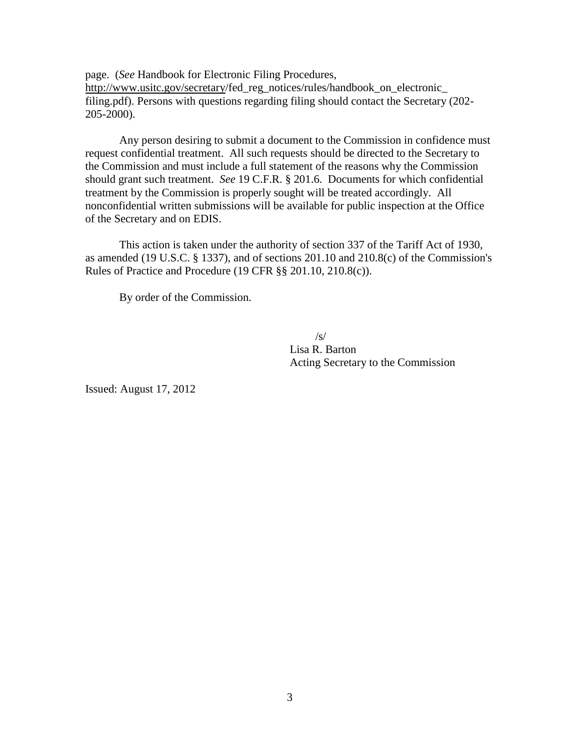page. (*See* Handbook for Electronic Filing Procedures, http://www.usitc.gov/secretary/fed_reg_notices/rules/handbook_on_electronic_filing.pdf). Persons with questions regarding filing should contact the Secretary (202-205-2000).

Any person desiring to submit a document to the Commission in confidence must request confidential treatment. All such requests should be directed to the Secretary to the Commission and must include a full statement of the reasons why the Commission should grant such treatment. *See* 19 C.F.R. § 201.6. Documents for which confidential treatment by the Commission is properly sought will be treated accordingly. All nonconfidential written submissions will be available for public inspection at the Office of the Secretary and on EDIS.

This action is taken under the authority of section 337 of the Tariff Act of 1930, as amended (19 U.S.C. § 1337), and of sections 201.10 and 210.8(c) of the Commission's Rules of Practice and Procedure (19 CFR §§ 201.10, 210.8(c)).

By order of the Commission.

/s/
Lisa R. Barton
Acting Secretary to the Commission

Issued: August 17, 2012